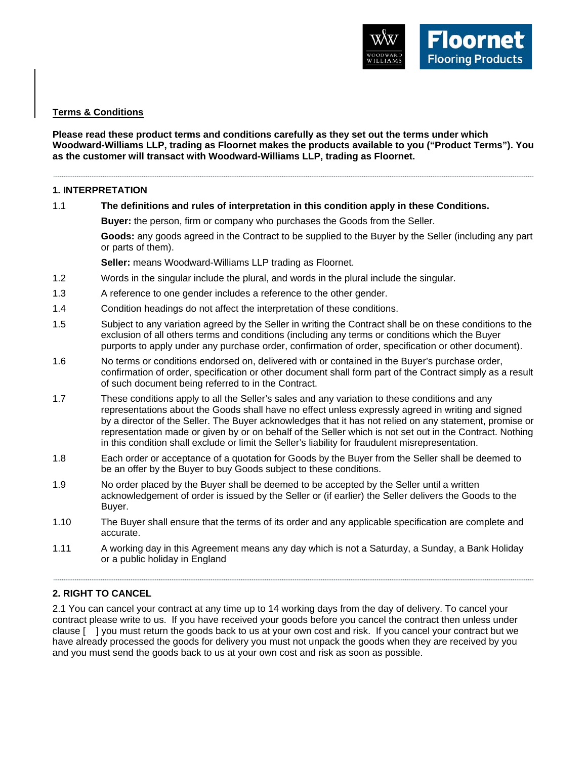**Terms & Conditions**

**Please read these product terms and conditions carefully as they set out the terms under which Woodward-Williams LLP, trading as Floornet makes the products available to you ("Product Terms"). You as the customer will transact with Woodward-Williams LLP, trading as Floornet.**

## 1. INTERPRETATION

1.1 **The definitions and rules of interpretation in this condition apply in these Conditions.**

**Buyer:** the person, firm or company who purchases the Goods from the Seller.

**Goods:** any goods agreed in the Contract to be supplied to the Buyer by the Seller (including any part or parts of them).

**Seller:** means Woodward-Williams LLP trading as Floornet.

1.2 Words in the singular include the plural, and words in the plural include the singular.

1.3 A reference to one gender includes a reference to the other gender.

1.4 Condition headings do not affect the interpretation of these conditions.

1.5 Subject to any variation agreed by the Seller in writing the Contract shall be on these conditions to the exclusion of all others terms and conditions (including any terms or conditions which the Buyer purports to apply under any purchase order, confirmation of order, specification or other document).

1.6 No terms or conditions endorsed on, delivered with or contained in the Buyer's purchase order, confirmation of order, specification or other document shall form part of the Contract simply as a result of such document being referred to in the Contract.

1.7 These conditions apply to all the Seller's sales and any variation to these conditions and any representations about the Goods shall have no effect unless expressly agreed in writing and signed by a director of the Seller. The Buyer acknowledges that it has not relied on any statement, promise or representation made or given by or on behalf of the Seller which is not set out in the Contract. Nothing in this condition shall exclude or limit the Seller's liability for fraudulent misrepresentation.

1.8 Each order or acceptance of a quotation for Goods by the Buyer from the Seller shall be deemed to be an offer by the Buyer to buy Goods subject to these conditions.

1.9 No order placed by the Buyer shall be deemed to be accepted by the Seller until a written acknowledgement of order is issued by the Seller or (if earlier) the Seller delivers the Goods to the Buyer.

1.10 The Buyer shall ensure that the terms of its order and any applicable specification are complete and accurate.

1.11 A working day in this Agreement means any day which is not a Saturday, a Sunday, a Bank Holiday or a public holiday in England

## 2. RIGHT TO CANCEL

2.1 You can cancel your contract at any time up to 14 working days from the day of delivery. To cancel your contract please write to us. If you have received your goods before you cancel the contract then unless under clause [ ] you must return the goods back to us at your own cost and risk. If you cancel your contract but we have already processed the goods for delivery you must not unpack the goods when they are received by you and you must send the goods back to us at your own cost and risk as soon as possible.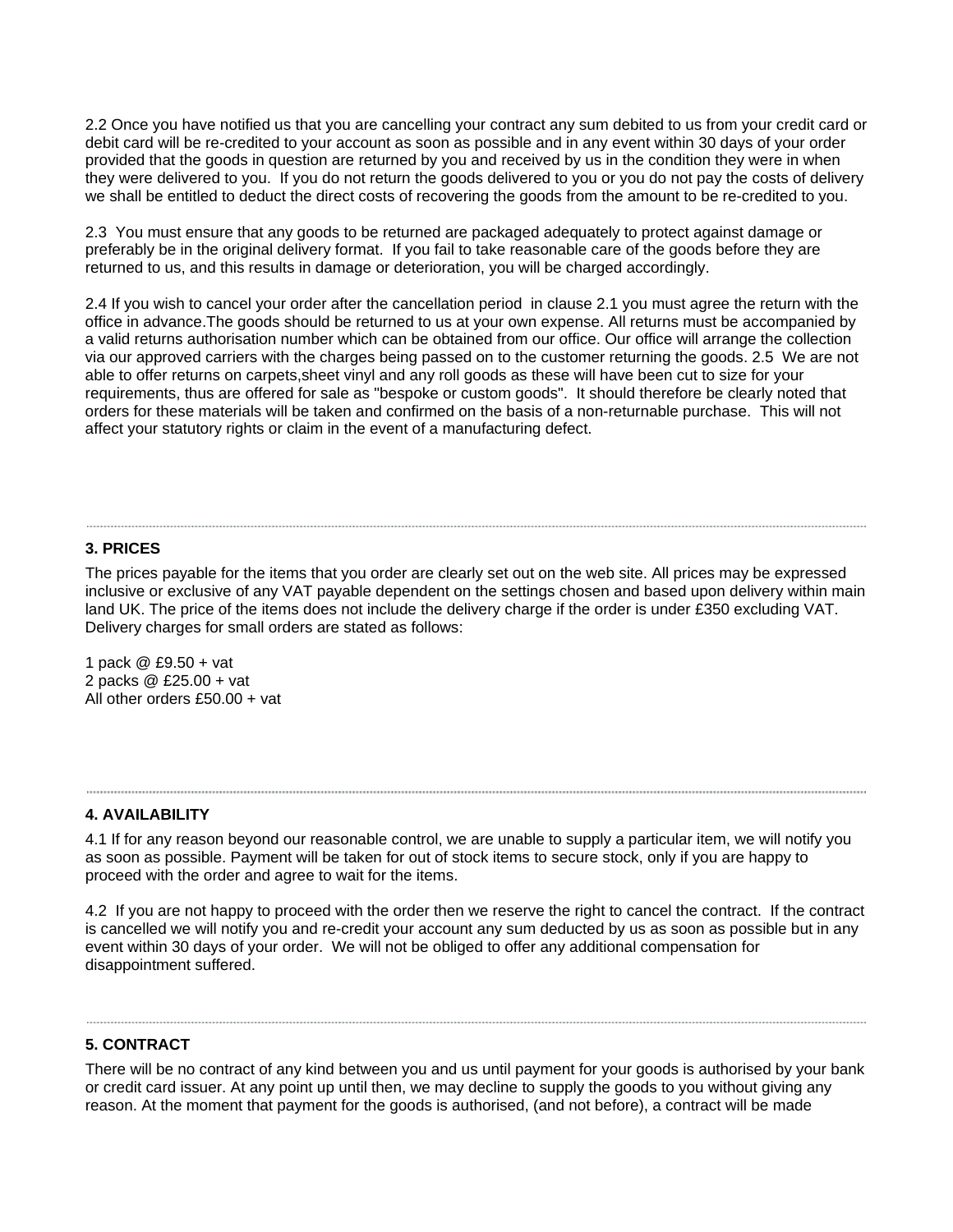2.2 Once you have notified us that you are cancelling your contract any sum debited to us from your credit card or debit card will be re-credited to your account as soon as possible and in any event within 30 days of your order provided that the goods in question are returned by you and received by us in the condition they were in when they were delivered to you. If you do not return the goods delivered to you or you do not pay the costs of delivery we shall be entitled to deduct the direct costs of recovering the goods from the amount to be re-credited to you.

2.3 You must ensure that any goods to be returned are packaged adequately to protect against damage or preferably be in the original delivery format. If you fail to take reasonable care of the goods before they are returned to us, and this results in damage or deterioration, you will be charged accordingly.

2.4 If you wish to cancel your order after the cancellation period in clause 2.1 you must agree the return with the office in advance.The goods should be returned to us at your own expense. All returns must be accompanied by a valid returns authorisation number which can be obtained from our office. Our office will arrange the collection via our approved carriers with the charges being passed on to the customer returning the goods. 2.5 We are not able to offer returns on carpets,sheet vinyl and any roll goods as these will have been cut to size for your requirements, thus are offered for sale as "bespoke or custom goods". It should therefore be clearly noted that orders for these materials will be taken and confirmed on the basis of a non-returnable purchase. This will not affect your statutory rights or claim in the event of a manufacturing defect.

---

### 3. PRICES

The prices payable for the items that you order are clearly set out on the web site. All prices may be expressed inclusive or exclusive of any VAT payable dependent on the settings chosen and based upon delivery within main land UK. The price of the items does not include the delivery charge if the order is under £350 excluding VAT. Delivery charges for small orders are stated as follows:

1 pack @ £9.50 + vat
2 packs @ £25.00 + vat
All other orders £50.00 + vat

---

### 4. AVAILABILITY

4.1 If for any reason beyond our reasonable control, we are unable to supply a particular item, we will notify you as soon as possible. Payment will be taken for out of stock items to secure stock, only if you are happy to proceed with the order and agree to wait for the items.

4.2 If you are not happy to proceed with the order then we reserve the right to cancel the contract. If the contract is cancelled we will notify you and re-credit your account any sum deducted by us as soon as possible but in any event within 30 days of your order. We will not be obliged to offer any additional compensation for disappointment suffered.

---

### 5. CONTRACT

There will be no contract of any kind between you and us until payment for your goods is authorised by your bank or credit card issuer. At any point up until then, we may decline to supply the goods to you without giving any reason. At the moment that payment for the goods is authorised, (and not before), a contract will be made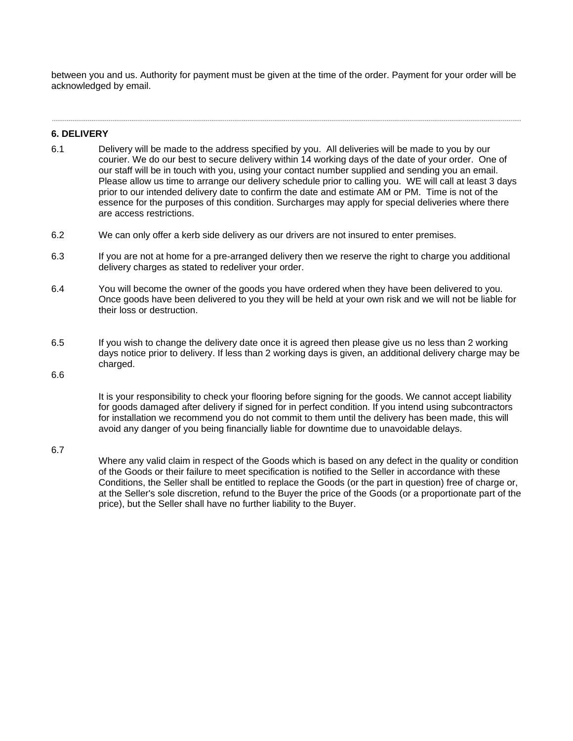between you and us. Authority for payment must be given at the time of the order. Payment for your order will be acknowledged by email.

---

**6. DELIVERY**

6.1 Delivery will be made to the address specified by you. All deliveries will be made to you by our courier. We do our best to secure delivery within 14 working days of the date of your order. One of our staff will be in touch with you, using your contact number supplied and sending you an email. Please allow us time to arrange our delivery schedule prior to calling you. WE will call at least 3 days prior to our intended delivery date to confirm the date and estimate AM or PM. Time is not of the essence for the purposes of this condition. Surcharges may apply for special deliveries where there are access restrictions.

6.2 We can only offer a kerb side delivery as our drivers are not insured to enter premises.

6.3 If you are not at home for a pre-arranged delivery then we reserve the right to charge you additional delivery charges as stated to redeliver your order.

6.4 You will become the owner of the goods you have ordered when they have been delivered to you. Once goods have been delivered to you they will be held at your own risk and we will not be liable for their loss or destruction.

6.5 If you wish to change the delivery date once it is agreed then please give us no less than 2 working days notice prior to delivery. If less than 2 working days is given, an additional delivery charge may be charged.

6.6 It is your responsibility to check your flooring before signing for the goods. We cannot accept liability for goods damaged after delivery if signed for in perfect condition. If you intend using subcontractors for installation we recommend you do not commit to them until the delivery has been made, this will avoid any danger of you being financially liable for downtime due to unavoidable delays.

6.7 Where any valid claim in respect of the Goods which is based on any defect in the quality or condition of the Goods or their failure to meet specification is notified to the Seller in accordance with these Conditions, the Seller shall be entitled to replace the Goods (or the part in question) free of charge or, at the Seller's sole discretion, refund to the Buyer the price of the Goods (or a proportionate part of the price), but the Seller shall have no further liability to the Buyer.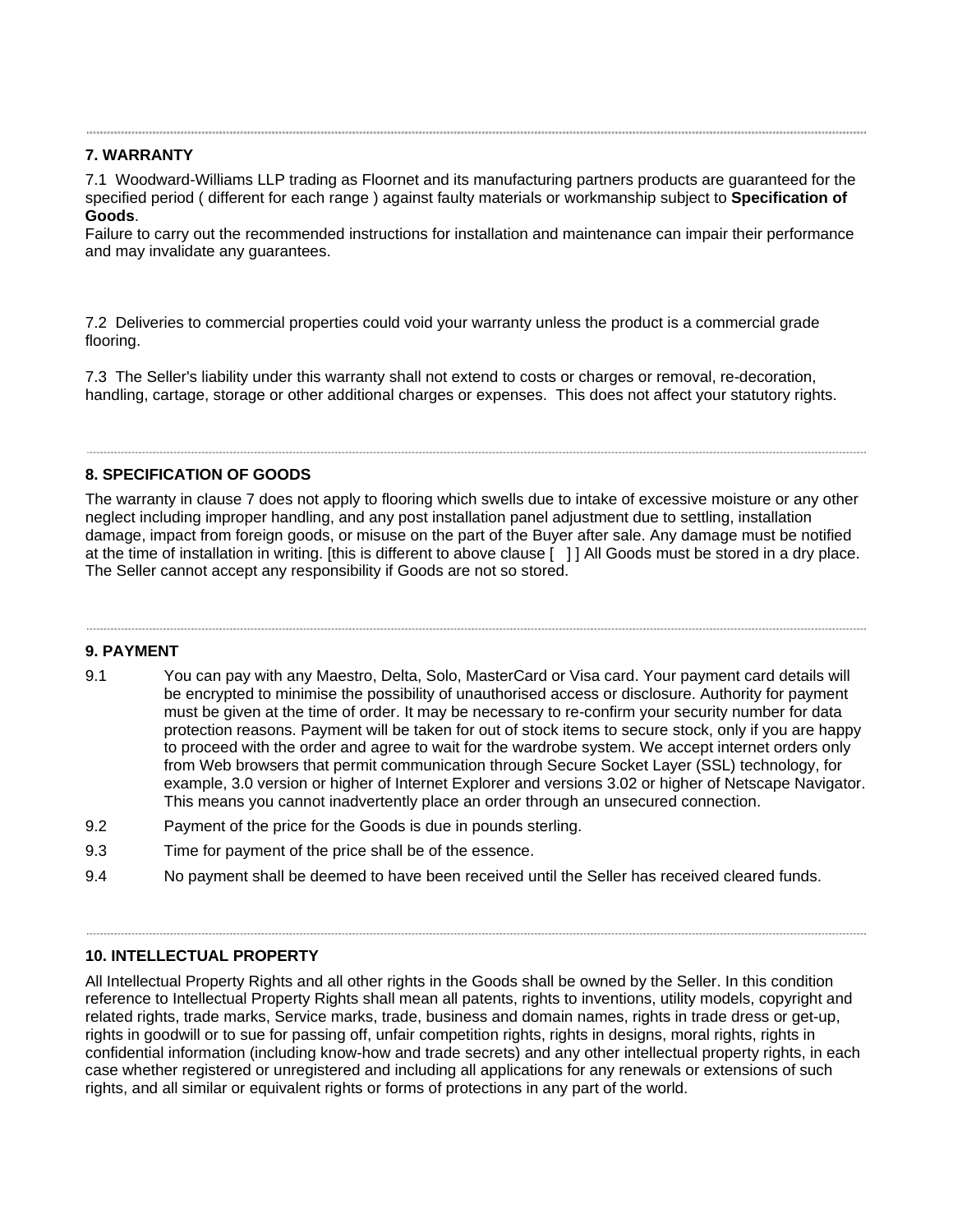---

### 7. WARRANTY

7.1 Woodward-Williams LLP trading as Floornet and its manufacturing partners products are guaranteed for the specified period ( different for each range ) against faulty materials or workmanship subject to **Specification of Goods**.
Failure to carry out the recommended instructions for installation and maintenance can impair their performance and may invalidate any guarantees.

7.2 Deliveries to commercial properties could void your warranty unless the product is a commercial grade flooring.

7.3 The Seller's liability under this warranty shall not extend to costs or charges or removal, re-decoration, handling, cartage, storage or other additional charges or expenses. This does not affect your statutory rights.

---

### 8. SPECIFICATION OF GOODS

The warranty in clause 7 does not apply to flooring which swells due to intake of excessive moisture or any other neglect including improper handling, and any post installation panel adjustment due to settling, installation damage, impact from foreign goods, or misuse on the part of the Buyer after sale. Any damage must be notified at the time of installation in writing. [this is different to above clause [ ] ] All Goods must be stored in a dry place. The Seller cannot accept any responsibility if Goods are not so stored.

---

### 9. PAYMENT

9.1 You can pay with any Maestro, Delta, Solo, MasterCard or Visa card. Your payment card details will be encrypted to minimise the possibility of unauthorised access or disclosure. Authority for payment must be given at the time of order. It may be necessary to re-confirm your security number for data protection reasons. Payment will be taken for out of stock items to secure stock, only if you are happy to proceed with the order and agree to wait for the wardrobe system. We accept internet orders only from Web browsers that permit communication through Secure Socket Layer (SSL) technology, for example, 3.0 version or higher of Internet Explorer and versions 3.02 or higher of Netscape Navigator. This means you cannot inadvertently place an order through an unsecured connection.

9.2 Payment of the price for the Goods is due in pounds sterling.

9.3 Time for payment of the price shall be of the essence.

9.4 No payment shall be deemed to have been received until the Seller has received cleared funds.

---

### 10. INTELLECTUAL PROPERTY

All Intellectual Property Rights and all other rights in the Goods shall be owned by the Seller. In this condition reference to Intellectual Property Rights shall mean all patents, rights to inventions, utility models, copyright and related rights, trade marks, Service marks, trade, business and domain names, rights in trade dress or get-up, rights in goodwill or to sue for passing off, unfair competition rights, rights in designs, moral rights, rights in confidential information (including know-how and trade secrets) and any other intellectual property rights, in each case whether registered or unregistered and including all applications for any renewals or extensions of such rights, and all similar or equivalent rights or forms of protections in any part of the world.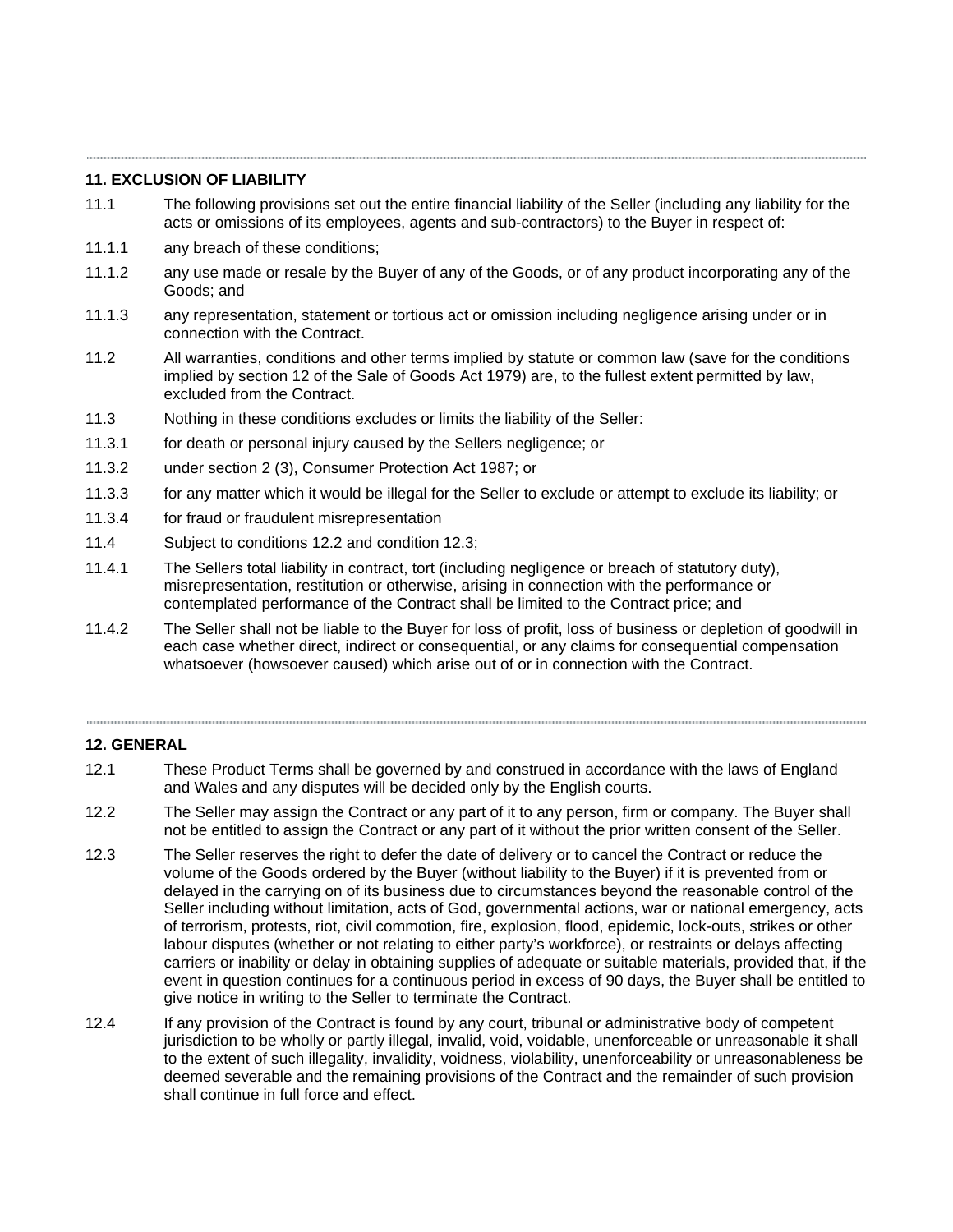## 11. EXCLUSION OF LIABILITY

11.1 The following provisions set out the entire financial liability of the Seller (including any liability for the acts or omissions of its employees, agents and sub-contractors) to the Buyer in respect of:

11.1.1 any breach of these conditions;

11.1.2 any use made or resale by the Buyer of any of the Goods, or of any product incorporating any of the Goods; and

11.1.3 any representation, statement or tortious act or omission including negligence arising under or in connection with the Contract.

11.2 All warranties, conditions and other terms implied by statute or common law (save for the conditions implied by section 12 of the Sale of Goods Act 1979) are, to the fullest extent permitted by law, excluded from the Contract.

11.3 Nothing in these conditions excludes or limits the liability of the Seller:

11.3.1 for death or personal injury caused by the Sellers negligence; or

11.3.2 under section 2 (3), Consumer Protection Act 1987; or

11.3.3 for any matter which it would be illegal for the Seller to exclude or attempt to exclude its liability; or

11.3.4 for fraud or fraudulent misrepresentation

11.4 Subject to conditions 12.2 and condition 12.3;

11.4.1 The Sellers total liability in contract, tort (including negligence or breach of statutory duty), misrepresentation, restitution or otherwise, arising in connection with the performance or contemplated performance of the Contract shall be limited to the Contract price; and

11.4.2 The Seller shall not be liable to the Buyer for loss of profit, loss of business or depletion of goodwill in each case whether direct, indirect or consequential, or any claims for consequential compensation whatsoever (howsoever caused) which arise out of or in connection with the Contract.

## 12. GENERAL

12.1 These Product Terms shall be governed by and construed in accordance with the laws of England and Wales and any disputes will be decided only by the English courts.

12.2 The Seller may assign the Contract or any part of it to any person, firm or company. The Buyer shall not be entitled to assign the Contract or any part of it without the prior written consent of the Seller.

12.3 The Seller reserves the right to defer the date of delivery or to cancel the Contract or reduce the volume of the Goods ordered by the Buyer (without liability to the Buyer) if it is prevented from or delayed in the carrying on of its business due to circumstances beyond the reasonable control of the Seller including without limitation, acts of God, governmental actions, war or national emergency, acts of terrorism, protests, riot, civil commotion, fire, explosion, flood, epidemic, lock-outs, strikes or other labour disputes (whether or not relating to either party's workforce), or restraints or delays affecting carriers or inability or delay in obtaining supplies of adequate or suitable materials, provided that, if the event in question continues for a continuous period in excess of 90 days, the Buyer shall be entitled to give notice in writing to the Seller to terminate the Contract.

12.4 If any provision of the Contract is found by any court, tribunal or administrative body of competent jurisdiction to be wholly or partly illegal, invalid, void, voidable, unenforceable or unreasonable it shall to the extent of such illegality, invalidity, voidness, violability, unenforceability or unreasonableness be deemed severable and the remaining provisions of the Contract and the remainder of such provision shall continue in full force and effect.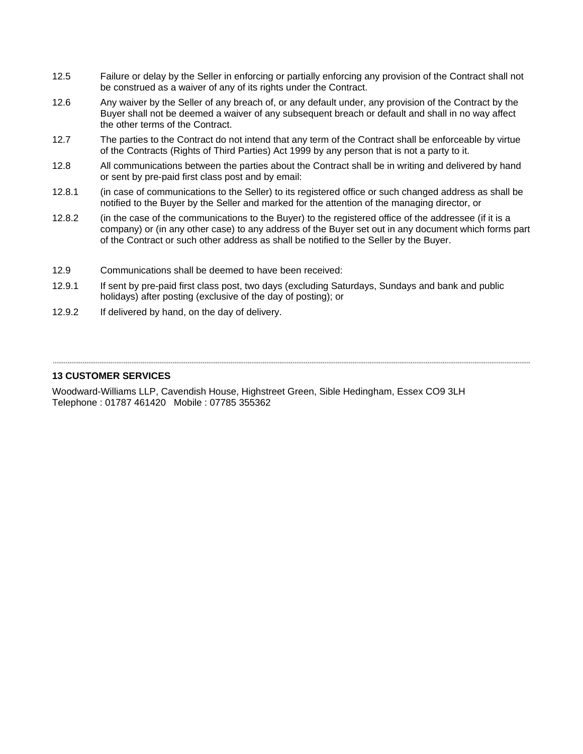12.5 Failure or delay by the Seller in enforcing or partially enforcing any provision of the Contract shall not be construed as a waiver of any of its rights under the Contract.

12.6 Any waiver by the Seller of any breach of, or any default under, any provision of the Contract by the Buyer shall not be deemed a waiver of any subsequent breach or default and shall in no way affect the other terms of the Contract.

12.7 The parties to the Contract do not intend that any term of the Contract shall be enforceable by virtue of the Contracts (Rights of Third Parties) Act 1999 by any person that is not a party to it.

12.8 All communications between the parties about the Contract shall be in writing and delivered by hand or sent by pre-paid first class post and by email:

12.8.1 (in case of communications to the Seller) to its registered office or such changed address as shall be notified to the Buyer by the Seller and marked for the attention of the managing director, or

12.8.2 (in the case of the communications to the Buyer) to the registered office of the addressee (if it is a company) or (in any other case) to any address of the Buyer set out in any document which forms part of the Contract or such other address as shall be notified to the Seller by the Buyer.

12.9 Communications shall be deemed to have been received:

12.9.1 If sent by pre-paid first class post, two days (excluding Saturdays, Sundays and bank and public holidays) after posting (exclusive of the day of posting); or

12.9.2 If delivered by hand, on the day of delivery.

---

**13 CUSTOMER SERVICES**

Woodward-Williams LLP, Cavendish House, Highstreet Green, Sible Hedingham, Essex CO9 3LH
Telephone : 01787 461420 Mobile : 07785 355362